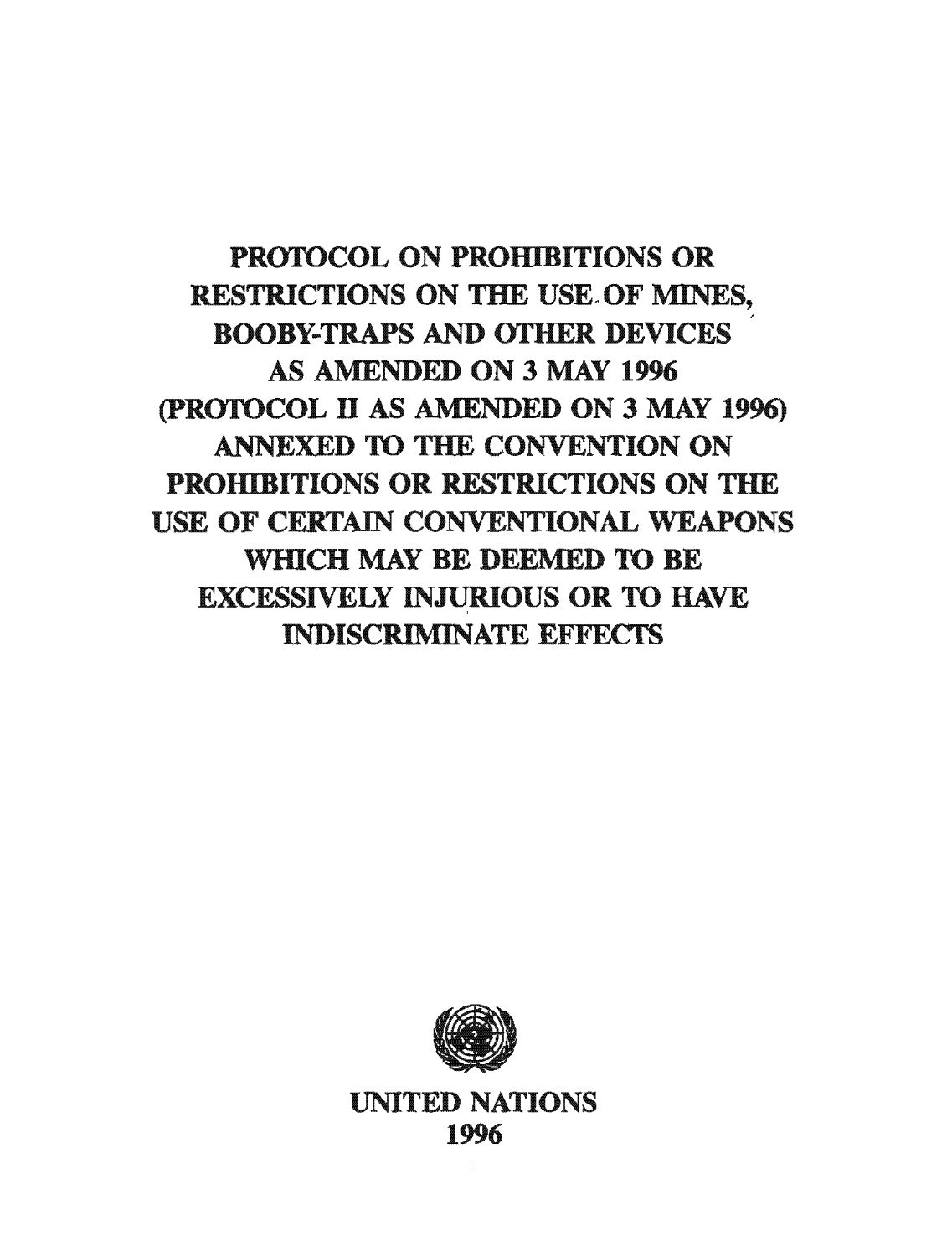# PROTOCOL ON PROHIBITIONS OR RESTRICTIONS ON THE USE OF MINES, BOOBY-TRAPS AND OTHER DEVICES AS AMENDED ON 3 MAY 1996 (PROTOCOL II AS AMENDED ON 3 MAY 1996) ANNEXED TO THE CONVENTION ON PROHIBITIONS OR RESTRICTIONS ON THE USE OF CERTAIN CONVENTIONAL WEAPONS WHICH MAY BE DEEMED TO BE EXCESSIVELY INJURIOUS OR TO HAVE INDISCRIMINATE EFFECTS

UNITED NATIONS
1996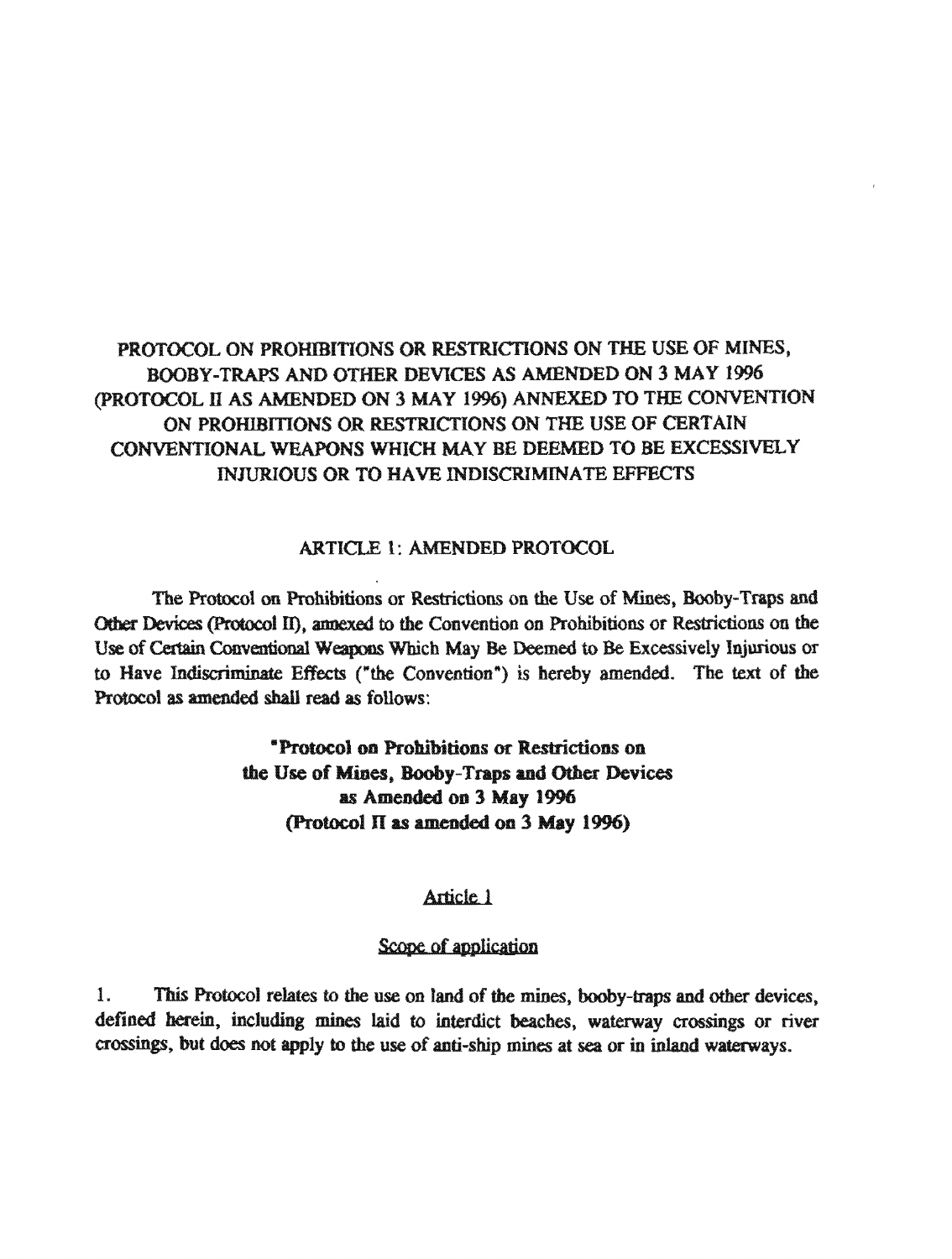# PROTOCOL ON PROHIBITIONS OR RESTRICTIONS ON THE USE OF MINES, BOOBY-TRAPS AND OTHER DEVICES AS AMENDED ON 3 MAY 1996 (PROTOCOL II AS AMENDED ON 3 MAY 1996) ANNEXED TO THE CONVENTION ON PROHIBITIONS OR RESTRICTIONS ON THE USE OF CERTAIN CONVENTIONAL WEAPONS WHICH MAY BE DEEMED TO BE EXCESSIVELY INJURIOUS OR TO HAVE INDISCRIMINATE EFFECTS

## ARTICLE 1: AMENDED PROTOCOL

The Protocol on Prohibitions or Restrictions on the Use of Mines, Booby-Traps and Other Devices (Protocol II), annexed to the Convention on Prohibitions or Restrictions on the Use of Certain Conventional Weapons Which May Be Deemed to Be Excessively Injurious or to Have Indiscriminate Effects ("the Convention") is hereby amended. The text of the Protocol as amended shall read as follows:

**"Protocol on Prohibitions or Restrictions on the Use of Mines, Booby-Traps and Other Devices as Amended on 3 May 1996 (Protocol II as amended on 3 May 1996)**

### Article 1

### Scope of application

1. This Protocol relates to the use on land of the mines, booby-traps and other devices, defined herein, including mines laid to interdict beaches, waterway crossings or river crossings, but does not apply to the use of anti-ship mines at sea or in inland waterways.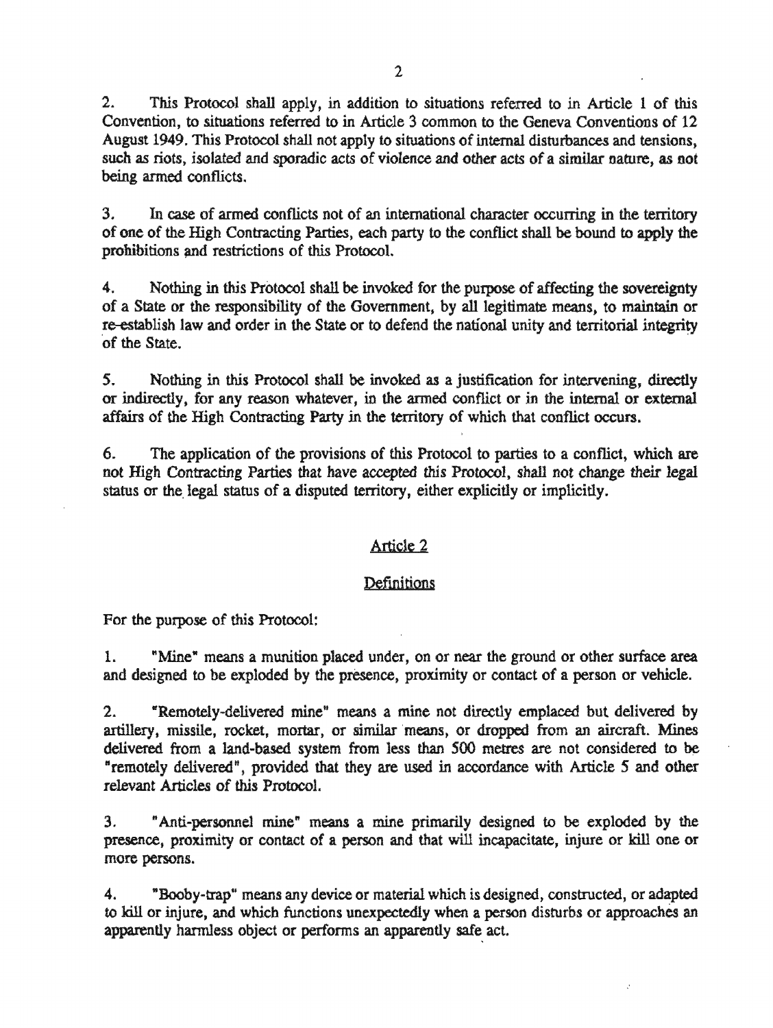2. This Protocol shall apply, in addition to situations referred to in Article 1 of this Convention, to situations referred to in Article 3 common to the Geneva Conventions of 12 August 1949. This Protocol shall not apply to situations of internal disturbances and tensions, such as riots, isolated and sporadic acts of violence and other acts of a similar nature, as not being armed conflicts.

3. In case of armed conflicts not of an international character occurring in the territory of one of the High Contracting Parties, each party to the conflict shall be bound to apply the prohibitions and restrictions of this Protocol.

4. Nothing in this Protocol shall be invoked for the purpose of affecting the sovereignty of a State or the responsibility of the Government, by all legitimate means, to maintain or re-establish law and order in the State or to defend the national unity and territorial integrity of the State.

5. Nothing in this Protocol shall be invoked as a justification for intervening, directly or indirectly, for any reason whatever, in the armed conflict or in the internal or external affairs of the High Contracting Party in the territory of which that conflict occurs.

6. The application of the provisions of this Protocol to parties to a conflict, which are not High Contracting Parties that have accepted this Protocol, shall not change their legal status or the legal status of a disputed territory, either explicitly or implicitly.

## Article 2

### Definitions

For the purpose of this Protocol:

1. "Mine" means a munition placed under, on or near the ground or other surface area and designed to be exploded by the presence, proximity or contact of a person or vehicle.

2. "Remotely-delivered mine" means a mine not directly emplaced but delivered by artillery, missile, rocket, mortar, or similar means, or dropped from an aircraft. Mines delivered from a land-based system from less than 500 metres are not considered to be "remotely delivered", provided that they are used in accordance with Article 5 and other relevant Articles of this Protocol.

3. "Anti-personnel mine" means a mine primarily designed to be exploded by the presence, proximity or contact of a person and that will incapacitate, injure or kill one or more persons.

4. "Booby-trap" means any device or material which is designed, constructed, or adapted to kill or injure, and which functions unexpectedly when a person disturbs or approaches an apparently harmless object or performs an apparently safe act.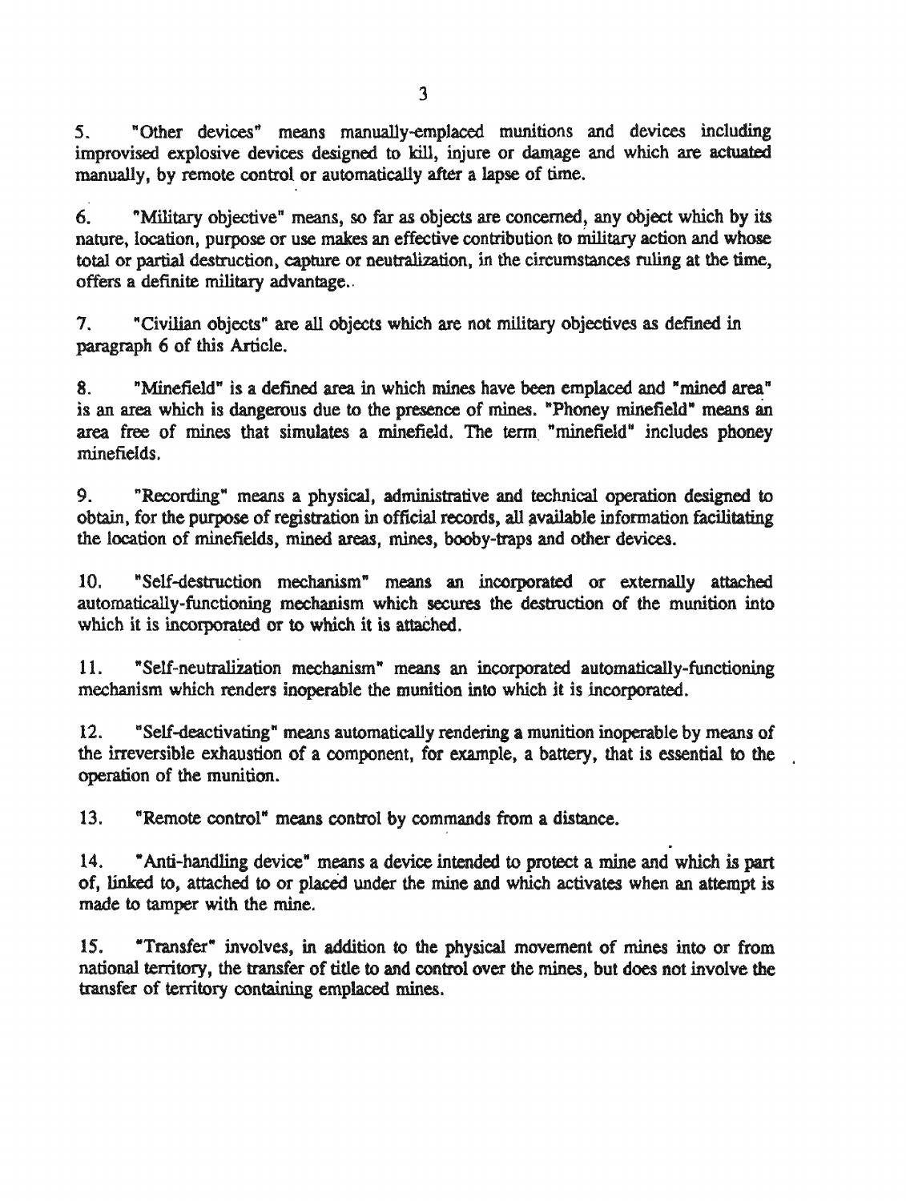5. "Other devices" means manually-emplaced munitions and devices including improvised explosive devices designed to kill, injure or damage and which are actuated manually, by remote control or automatically after a lapse of time.

6. "Military objective" means, so far as objects are concerned, any object which by its nature, location, purpose or use makes an effective contribution to military action and whose total or partial destruction, capture or neutralization, in the circumstances ruling at the time, offers a definite military advantage.

7. "Civilian objects" are all objects which are not military objectives as defined in paragraph 6 of this Article.

8. "Minefield" is a defined area in which mines have been emplaced and "mined area" is an area which is dangerous due to the presence of mines. "Phoney minefield" means an area free of mines that simulates a minefield. The term "minefield" includes phoney minefields.

9. "Recording" means a physical, administrative and technical operation designed to obtain, for the purpose of registration in official records, all available information facilitating the location of minefields, mined areas, mines, booby-traps and other devices.

10. "Self-destruction mechanism" means an incorporated or externally attached automatically-functioning mechanism which secures the destruction of the munition into which it is incorporated or to which it is attached.

11. "Self-neutralization mechanism" means an incorporated automatically-functioning mechanism which renders inoperable the munition into which it is incorporated.

12. "Self-deactivating" means automatically rendering a munition inoperable by means of the irreversible exhaustion of a component, for example, a battery, that is essential to the operation of the munition.

13. "Remote control" means control by commands from a distance.

14. "Anti-handling device" means a device intended to protect a mine and which is part of, linked to, attached to or placed under the mine and which activates when an attempt is made to tamper with the mine.

15. "Transfer" involves, in addition to the physical movement of mines into or from national territory, the transfer of title to and control over the mines, but does not involve the transfer of territory containing emplaced mines.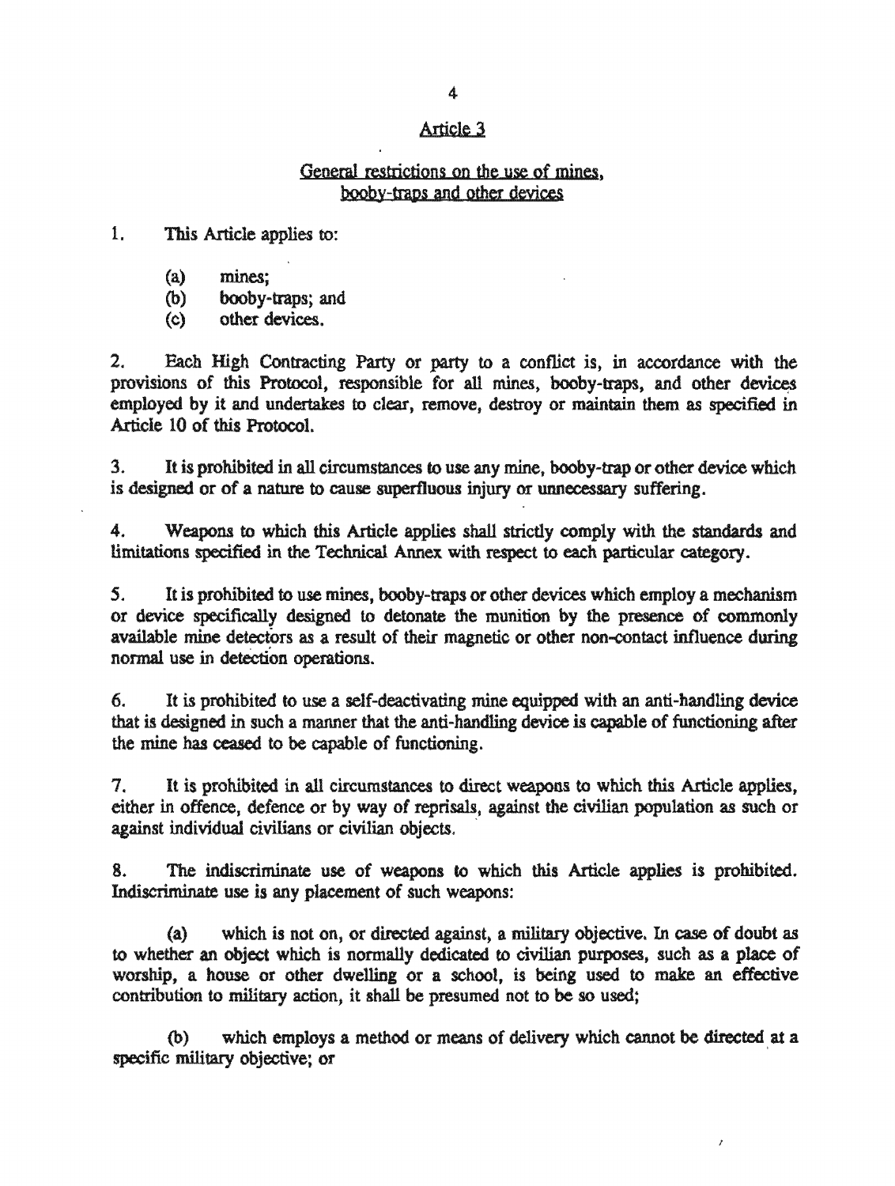## Article 3

### General restrictions on the use of mines, booby-traps and other devices

1. This Article applies to:

   (a) mines;
   (b) booby-traps; and
   (c) other devices.

2. Each High Contracting Party or party to a conflict is, in accordance with the provisions of this Protocol, responsible for all mines, booby-traps, and other devices employed by it and undertakes to clear, remove, destroy or maintain them as specified in Article 10 of this Protocol.

3. It is prohibited in all circumstances to use any mine, booby-trap or other device which is designed or of a nature to cause superfluous injury or unnecessary suffering.

4. Weapons to which this Article applies shall strictly comply with the standards and limitations specified in the Technical Annex with respect to each particular category.

5. It is prohibited to use mines, booby-traps or other devices which employ a mechanism or device specifically designed to detonate the munition by the presence of commonly available mine detectors as a result of their magnetic or other non-contact influence during normal use in detection operations.

6. It is prohibited to use a self-deactivating mine equipped with an anti-handling device that is designed in such a manner that the anti-handling device is capable of functioning after the mine has ceased to be capable of functioning.

7. It is prohibited in all circumstances to direct weapons to which this Article applies, either in offence, defence or by way of reprisals, against the civilian population as such or against individual civilians or civilian objects.

8. The indiscriminate use of weapons to which this Article applies is prohibited. Indiscriminate use is any placement of such weapons:

   (a) which is not on, or directed against, a military objective. In case of doubt as to whether an object which is normally dedicated to civilian purposes, such as a place of worship, a house or other dwelling or a school, is being used to make an effective contribution to military action, it shall be presumed not to be so used;

   (b) which employs a method or means of delivery which cannot be directed at a specific military objective; or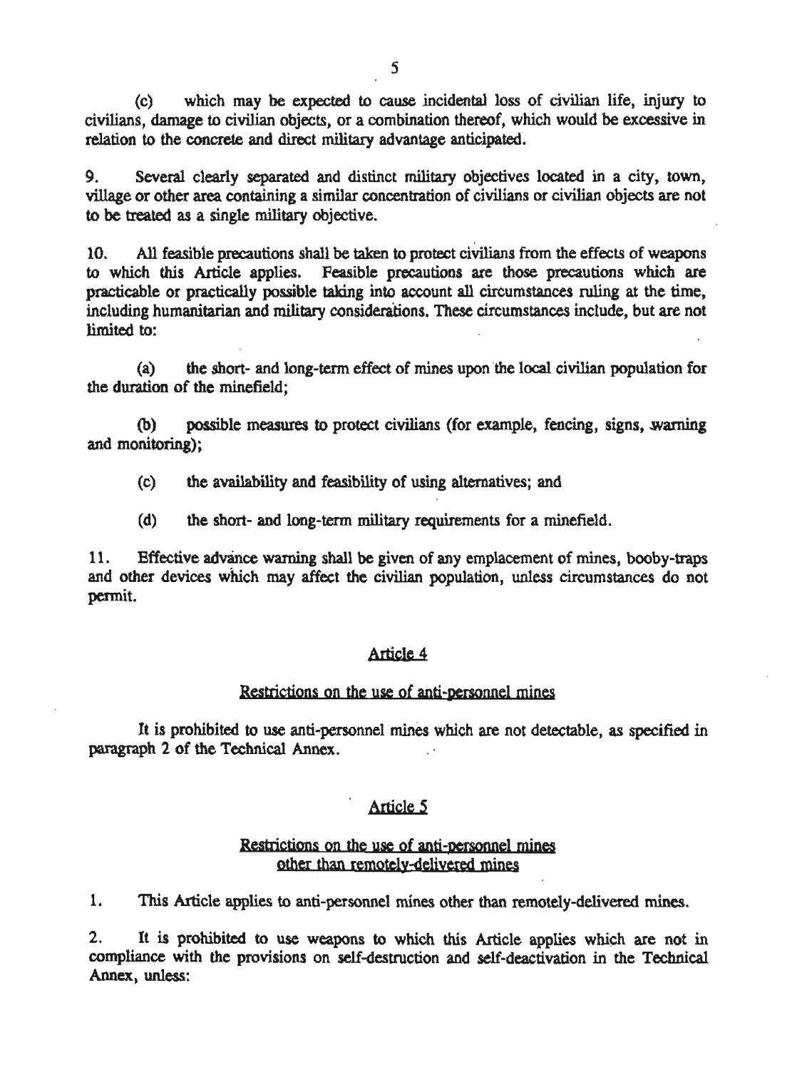(c) which may be expected to cause incidental loss of civilian life, injury to civilians, damage to civilian objects, or a combination thereof, which would be excessive in relation to the concrete and direct military advantage anticipated.

9. Several clearly separated and distinct military objectives located in a city, town, village or other area containing a similar concentration of civilians or civilian objects are not to be treated as a single military objective.

10. All feasible precautions shall be taken to protect civilians from the effects of weapons to which this Article applies. Feasible precautions are those precautions which are practicable or practically possible taking into account all circumstances ruling at the time, including humanitarian and military considerations. These circumstances include, but are not limited to:

(a) the short- and long-term effect of mines upon the local civilian population for the duration of the minefield;

(b) possible measures to protect civilians (for example, fencing, signs, warning and monitoring);

(c) the availability and feasibility of using alternatives; and

(d) the short- and long-term military requirements for a minefield.

11. Effective advance warning shall be given of any emplacement of mines, booby-traps and other devices which may affect the civilian population, unless circumstances do not permit.

## Article 4

### Restrictions on the use of anti-personnel mines

It is prohibited to use anti-personnel mines which are not detectable, as specified in paragraph 2 of the Technical Annex.

## Article 5

### Restrictions on the use of anti-personnel mines other than remotely-delivered mines

1. This Article applies to anti-personnel mines other than remotely-delivered mines.

2. It is prohibited to use weapons to which this Article applies which are not in compliance with the provisions on self-destruction and self-deactivation in the Technical Annex, unless: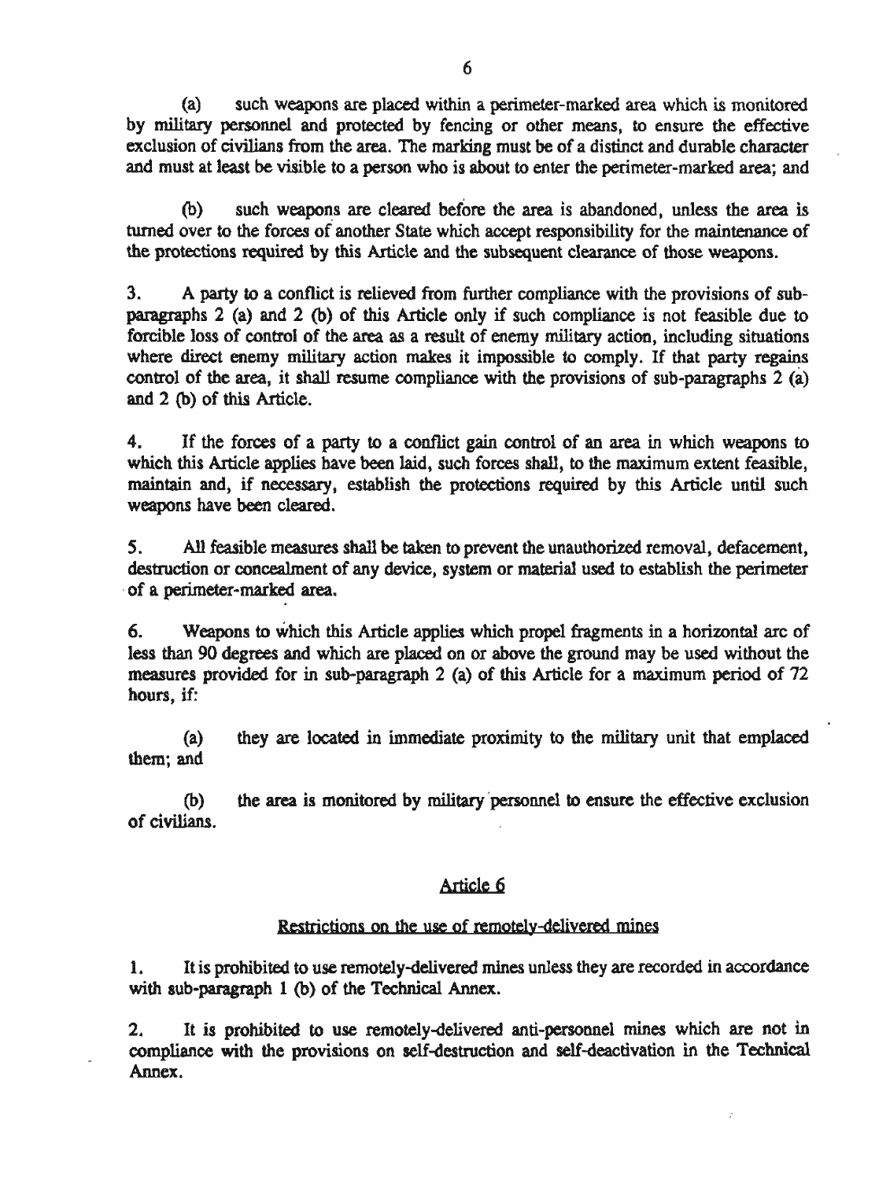(a) such weapons are placed within a perimeter-marked area which is monitored by military personnel and protected by fencing or other means, to ensure the effective exclusion of civilians from the area. The marking must be of a distinct and durable character and must at least be visible to a person who is about to enter the perimeter-marked area; and

(b) such weapons are cleared before the area is abandoned, unless the area is turned over to the forces of another State which accept responsibility for the maintenance of the protections required by this Article and the subsequent clearance of those weapons.

3. A party to a conflict is relieved from further compliance with the provisions of sub-paragraphs 2 (a) and 2 (b) of this Article only if such compliance is not feasible due to forcible loss of control of the area as a result of enemy military action, including situations where direct enemy military action makes it impossible to comply. If that party regains control of the area, it shall resume compliance with the provisions of sub-paragraphs 2 (a) and 2 (b) of this Article.

4. If the forces of a party to a conflict gain control of an area in which weapons to which this Article applies have been laid, such forces shall, to the maximum extent feasible, maintain and, if necessary, establish the protections required by this Article until such weapons have been cleared.

5. All feasible measures shall be taken to prevent the unauthorized removal, defacement, destruction or concealment of any device, system or material used to establish the perimeter of a perimeter-marked area.

6. Weapons to which this Article applies which propel fragments in a horizontal arc of less than 90 degrees and which are placed on or above the ground may be used without the measures provided for in sub-paragraph 2 (a) of this Article for a maximum period of 72 hours, if:

(a) they are located in immediate proximity to the military unit that emplaced them; and

(b) the area is monitored by military personnel to ensure the effective exclusion of civilians.

## Article 6

### Restrictions on the use of remotely-delivered mines

1. It is prohibited to use remotely-delivered mines unless they are recorded in accordance with sub-paragraph 1 (b) of the Technical Annex.

2. It is prohibited to use remotely-delivered anti-personnel mines which are not in compliance with the provisions on self-destruction and self-deactivation in the Technical Annex.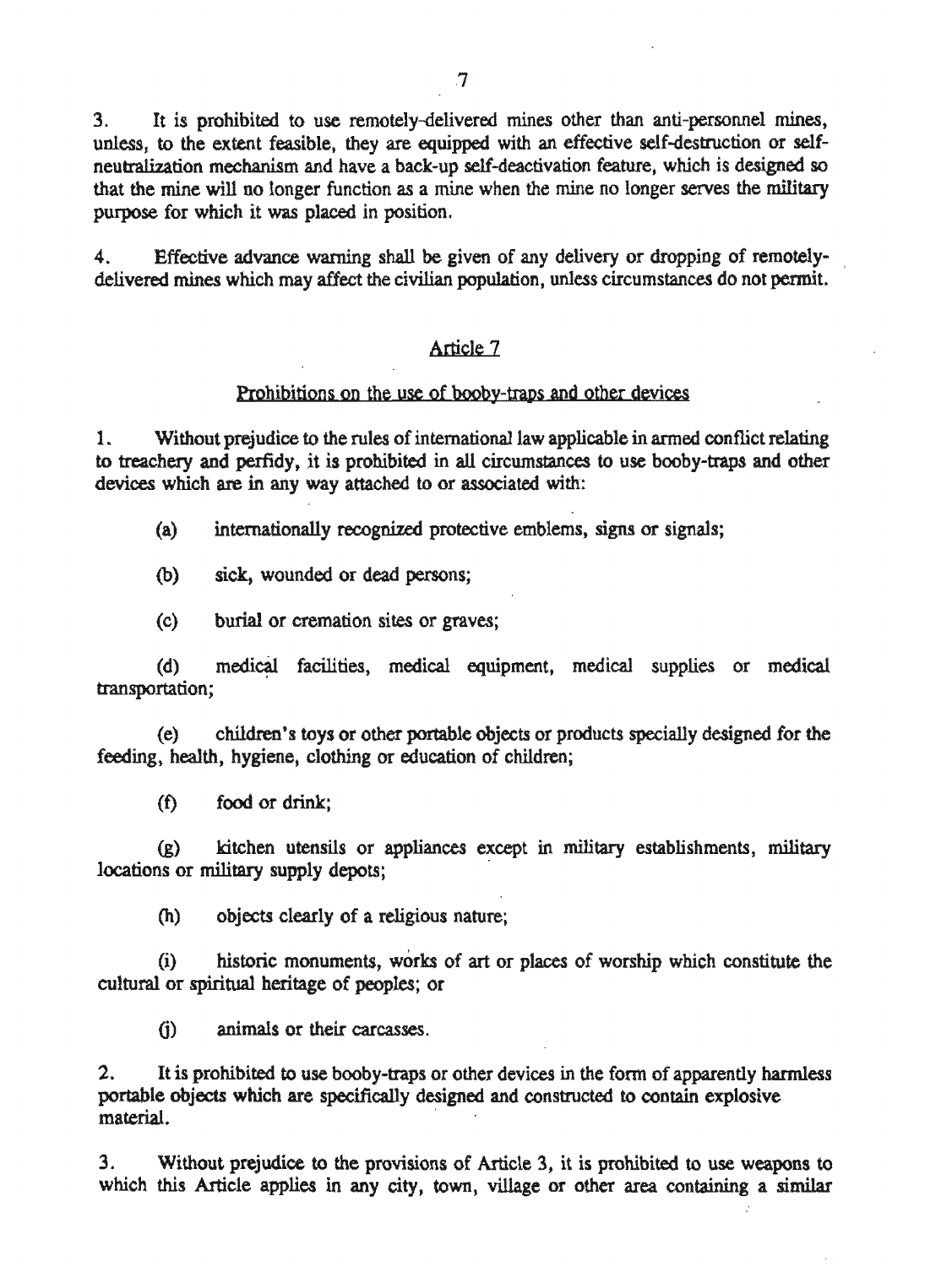3. It is prohibited to use remotely-delivered mines other than anti-personnel mines, unless, to the extent feasible, they are equipped with an effective self-destruction or self-neutralization mechanism and have a back-up self-deactivation feature, which is designed so that the mine will no longer function as a mine when the mine no longer serves the military purpose for which it was placed in position.

4. Effective advance warning shall be given of any delivery or dropping of remotely-delivered mines which may affect the civilian population, unless circumstances do not permit.

## Article 7

### Prohibitions on the use of booby-traps and other devices

1. Without prejudice to the rules of international law applicable in armed conflict relating to treachery and perfidy, it is prohibited in all circumstances to use booby-traps and other devices which are in any way attached to or associated with:

(a) internationally recognized protective emblems, signs or signals;

(b) sick, wounded or dead persons;

(c) burial or cremation sites or graves;

(d) medical facilities, medical equipment, medical supplies or medical transportation;

(e) children's toys or other portable objects or products specially designed for the feeding, health, hygiene, clothing or education of children;

(f) food or drink;

(g) kitchen utensils or appliances except in military establishments, military locations or military supply depots;

(h) objects clearly of a religious nature;

(i) historic monuments, works of art or places of worship which constitute the cultural or spiritual heritage of peoples; or

(j) animals or their carcasses.

2. It is prohibited to use booby-traps or other devices in the form of apparently harmless portable objects which are specifically designed and constructed to contain explosive material.

3. Without prejudice to the provisions of Article 3, it is prohibited to use weapons to which this Article applies in any city, town, village or other area containing a similar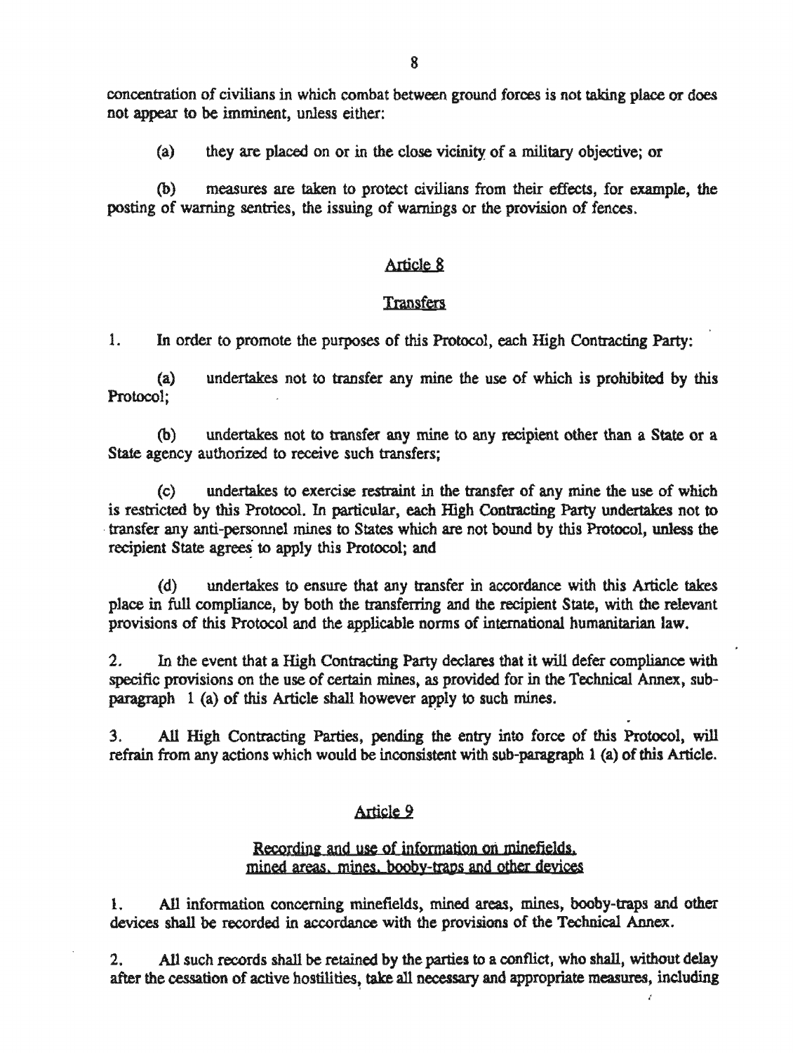concentration of civilians in which combat between ground forces is not taking place or does not appear to be imminent, unless either:

(a) they are placed on or in the close vicinity of a military objective; or

(b) measures are taken to protect civilians from their effects, for example, the posting of warning sentries, the issuing of warnings or the provision of fences.

## Article 8

### Transfers

1. In order to promote the purposes of this Protocol, each High Contracting Party:

(a) undertakes not to transfer any mine the use of which is prohibited by this Protocol;

(b) undertakes not to transfer any mine to any recipient other than a State or a State agency authorized to receive such transfers;

(c) undertakes to exercise restraint in the transfer of any mine the use of which is restricted by this Protocol. In particular, each High Contracting Party undertakes not to transfer any anti-personnel mines to States which are not bound by this Protocol, unless the recipient State agrees to apply this Protocol; and

(d) undertakes to ensure that any transfer in accordance with this Article takes place in full compliance, by both the transferring and the recipient State, with the relevant provisions of this Protocol and the applicable norms of international humanitarian law.

2. In the event that a High Contracting Party declares that it will defer compliance with specific provisions on the use of certain mines, as provided for in the Technical Annex, sub-paragraph 1 (a) of this Article shall however apply to such mines.

3. All High Contracting Parties, pending the entry into force of this Protocol, will refrain from any actions which would be inconsistent with sub-paragraph 1 (a) of this Article.

## Article 9

### Recording and use of information on minefields, mined areas, mines, booby-traps and other devices

1. All information concerning minefields, mined areas, mines, booby-traps and other devices shall be recorded in accordance with the provisions of the Technical Annex.

2. All such records shall be retained by the parties to a conflict, who shall, without delay after the cessation of active hostilities, take all necessary and appropriate measures, including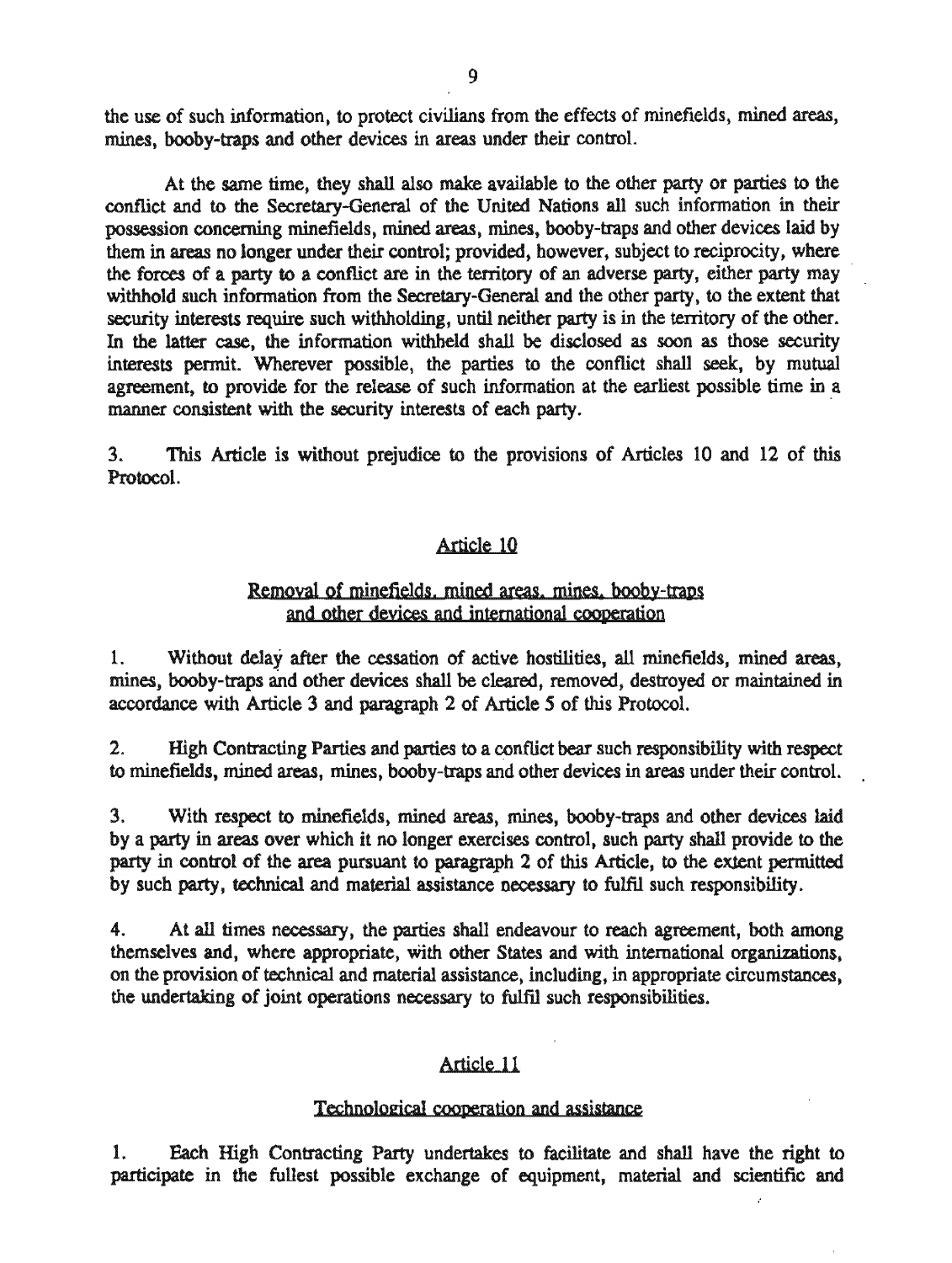the use of such information, to protect civilians from the effects of minefields, mined areas, mines, booby-traps and other devices in areas under their control.

At the same time, they shall also make available to the other party or parties to the conflict and to the Secretary-General of the United Nations all such information in their possession concerning minefields, mined areas, mines, booby-traps and other devices laid by them in areas no longer under their control; provided, however, subject to reciprocity, where the forces of a party to a conflict are in the territory of an adverse party, either party may withhold such information from the Secretary-General and the other party, to the extent that security interests require such withholding, until neither party is in the territory of the other. In the latter case, the information withheld shall be disclosed as soon as those security interests permit. Wherever possible, the parties to the conflict shall seek, by mutual agreement, to provide for the release of such information at the earliest possible time in a manner consistent with the security interests of each party.

3. This Article is without prejudice to the provisions of Articles 10 and 12 of this Protocol.

## Article 10

### Removal of minefields, mined areas, mines, booby-traps and other devices and international cooperation

1. Without delay after the cessation of active hostilities, all minefields, mined areas, mines, booby-traps and other devices shall be cleared, removed, destroyed or maintained in accordance with Article 3 and paragraph 2 of Article 5 of this Protocol.

2. High Contracting Parties and parties to a conflict bear such responsibility with respect to minefields, mined areas, mines, booby-traps and other devices in areas under their control.

3. With respect to minefields, mined areas, mines, booby-traps and other devices laid by a party in areas over which it no longer exercises control, such party shall provide to the party in control of the area pursuant to paragraph 2 of this Article, to the extent permitted by such party, technical and material assistance necessary to fulfil such responsibility.

4. At all times necessary, the parties shall endeavour to reach agreement, both among themselves and, where appropriate, with other States and with international organizations, on the provision of technical and material assistance, including, in appropriate circumstances, the undertaking of joint operations necessary to fulfil such responsibilities.

## Article 11

### Technological cooperation and assistance

1. Each High Contracting Party undertakes to facilitate and shall have the right to participate in the fullest possible exchange of equipment, material and scientific and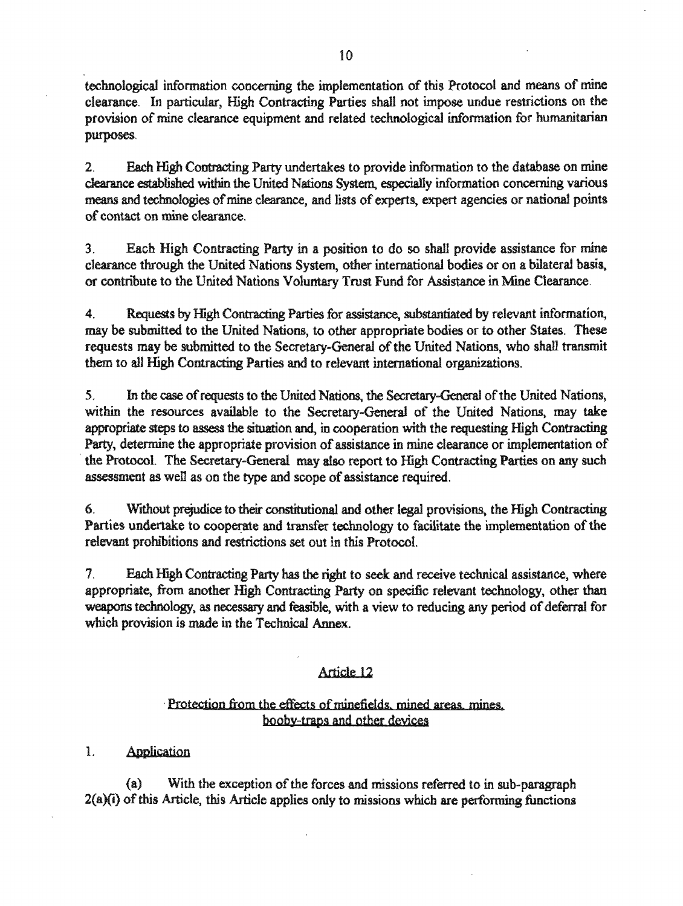technological information concerning the implementation of this Protocol and means of mine clearance. In particular, High Contracting Parties shall not impose undue restrictions on the provision of mine clearance equipment and related technological information for humanitarian purposes.

2. Each High Contracting Party undertakes to provide information to the database on mine clearance established within the United Nations System, especially information concerning various means and technologies of mine clearance, and lists of experts, expert agencies or national points of contact on mine clearance.

3. Each High Contracting Party in a position to do so shall provide assistance for mine clearance through the United Nations System, other international bodies or on a bilateral basis, or contribute to the United Nations Voluntary Trust Fund for Assistance in Mine Clearance.

4. Requests by High Contracting Parties for assistance, substantiated by relevant information, may be submitted to the United Nations, to other appropriate bodies or to other States. These requests may be submitted to the Secretary-General of the United Nations, who shall transmit them to all High Contracting Parties and to relevant international organizations.

5. In the case of requests to the United Nations, the Secretary-General of the United Nations, within the resources available to the Secretary-General of the United Nations, may take appropriate steps to assess the situation and, in cooperation with the requesting High Contracting Party, determine the appropriate provision of assistance in mine clearance or implementation of the Protocol. The Secretary-General may also report to High Contracting Parties on any such assessment as well as on the type and scope of assistance required.

6. Without prejudice to their constitutional and other legal provisions, the High Contracting Parties undertake to cooperate and transfer technology to facilitate the implementation of the relevant prohibitions and restrictions set out in this Protocol.

7. Each High Contracting Party has the right to seek and receive technical assistance, where appropriate, from another High Contracting Party on specific relevant technology, other than weapons technology, as necessary and feasible, with a view to reducing any period of deferral for which provision is made in the Technical Annex.

## Article 12

### Protection from the effects of minefields, mined areas, mines, booby-traps and other devices

1. Application

(a) With the exception of the forces and missions referred to in sub-paragraph 2(a)(i) of this Article, this Article applies only to missions which are performing functions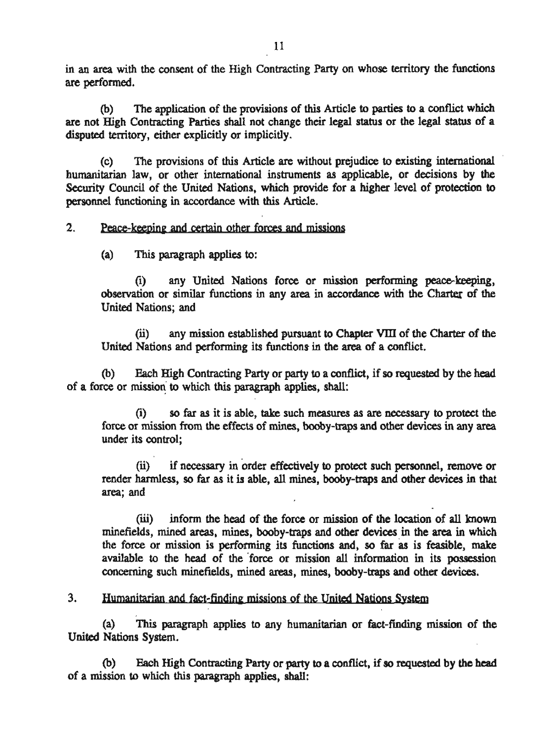in an area with the consent of the High Contracting Party on whose territory the functions are performed.

(b) The application of the provisions of this Article to parties to a conflict which are not High Contracting Parties shall not change their legal status or the legal status of a disputed territory, either explicitly or implicitly.

(c) The provisions of this Article are without prejudice to existing international humanitarian law, or other international instruments as applicable, or decisions by the Security Council of the United Nations, which provide for a higher level of protection to personnel functioning in accordance with this Article.

2. Peace-keeping and certain other forces and missions

(a) This paragraph applies to:

(i) any United Nations force or mission performing peace-keeping, observation or similar functions in any area in accordance with the Charter of the United Nations; and

(ii) any mission established pursuant to Chapter VIII of the Charter of the United Nations and performing its functions in the area of a conflict.

(b) Each High Contracting Party or party to a conflict, if so requested by the head of a force or mission to which this paragraph applies, shall:

(i) so far as it is able, take such measures as are necessary to protect the force or mission from the effects of mines, booby-traps and other devices in any area under its control;

(ii) if necessary in order effectively to protect such personnel, remove or render harmless, so far as it is able, all mines, booby-traps and other devices in that area; and

(iii) inform the head of the force or mission of the location of all known minefields, mined areas, mines, booby-traps and other devices in the area in which the force or mission is performing its functions and, so far as is feasible, make available to the head of the force or mission all information in its possession concerning such minefields, mined areas, mines, booby-traps and other devices.

3. Humanitarian and fact-finding missions of the United Nations System

(a) This paragraph applies to any humanitarian or fact-finding mission of the United Nations System.

(b) Each High Contracting Party or party to a conflict, if so requested by the head of a mission to which this paragraph applies, shall: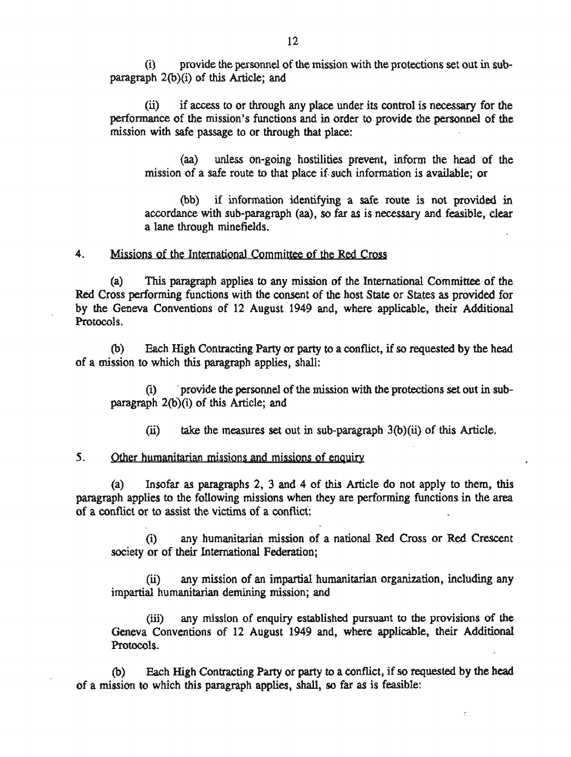(i) provide the personnel of the mission with the protections set out in sub-paragraph 2(b)(i) of this Article; and

(ii) if access to or through any place under its control is necessary for the performance of the mission's functions and in order to provide the personnel of the mission with safe passage to or through that place:

(aa) unless on-going hostilities prevent, inform the head of the mission of a safe route to that place if such information is available; or

(bb) if information identifying a safe route is not provided in accordance with sub-paragraph (aa), so far as is necessary and feasible, clear a lane through minefields.

4. <u>Missions of the International Committee of the Red Cross</u>

(a) This paragraph applies to any mission of the International Committee of the Red Cross performing functions with the consent of the host State or States as provided for by the Geneva Conventions of 12 August 1949 and, where applicable, their Additional Protocols.

(b) Each High Contracting Party or party to a conflict, if so requested by the head of a mission to which this paragraph applies, shall:

(i) provide the personnel of the mission with the protections set out in sub-paragraph 2(b)(i) of this Article; and

(ii) take the measures set out in sub-paragraph 3(b)(ii) of this Article.

5. <u>Other humanitarian missions and missions of enquiry</u>

(a) Insofar as paragraphs 2, 3 and 4 of this Article do not apply to them, this paragraph applies to the following missions when they are performing functions in the area of a conflict or to assist the victims of a conflict:

(i) any humanitarian mission of a national Red Cross or Red Crescent society or of their International Federation;

(ii) any mission of an impartial humanitarian organization, including any impartial humanitarian demining mission; and

(iii) any mission of enquiry established pursuant to the provisions of the Geneva Conventions of 12 August 1949 and, where applicable, their Additional Protocols.

(b) Each High Contracting Party or party to a conflict, if so requested by the head of a mission to which this paragraph applies, shall, so far as is feasible: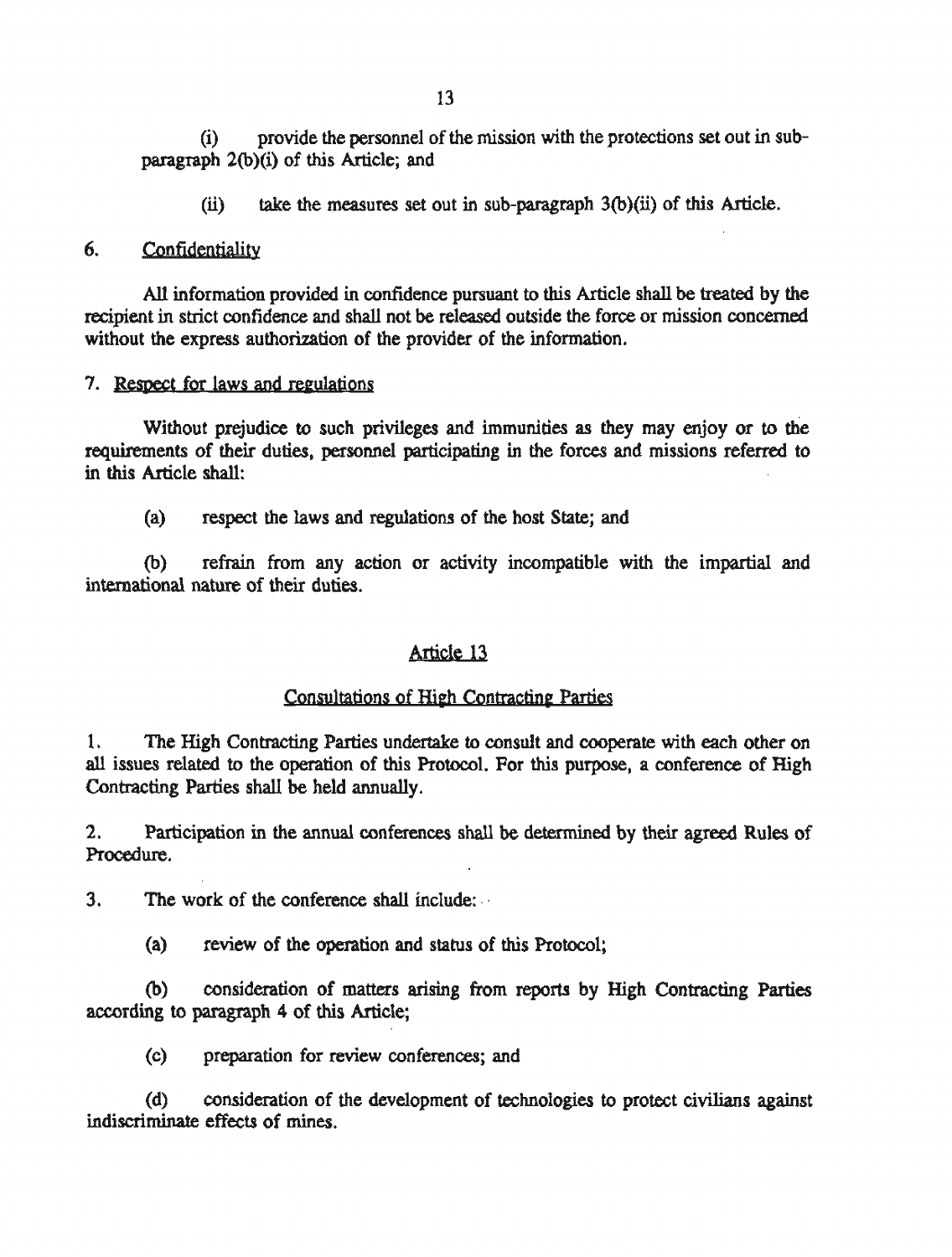(i) provide the personnel of the mission with the protections set out in sub-paragraph 2(b)(i) of this Article; and

(ii) take the measures set out in sub-paragraph 3(b)(ii) of this Article.

6. Confidentiality

All information provided in confidence pursuant to this Article shall be treated by the recipient in strict confidence and shall not be released outside the force or mission concerned without the express authorization of the provider of the information.

7. Respect for laws and regulations

Without prejudice to such privileges and immunities as they may enjoy or to the requirements of their duties, personnel participating in the forces and missions referred to in this Article shall:

(a) respect the laws and regulations of the host State; and

(b) refrain from any action or activity incompatible with the impartial and international nature of their duties.

## Article 13

### Consultations of High Contracting Parties

1. The High Contracting Parties undertake to consult and cooperate with each other on all issues related to the operation of this Protocol. For this purpose, a conference of High Contracting Parties shall be held annually.

2. Participation in the annual conferences shall be determined by their agreed Rules of Procedure.

3. The work of the conference shall include:

(a) review of the operation and status of this Protocol;

(b) consideration of matters arising from reports by High Contracting Parties according to paragraph 4 of this Article;

(c) preparation for review conferences; and

(d) consideration of the development of technologies to protect civilians against indiscriminate effects of mines.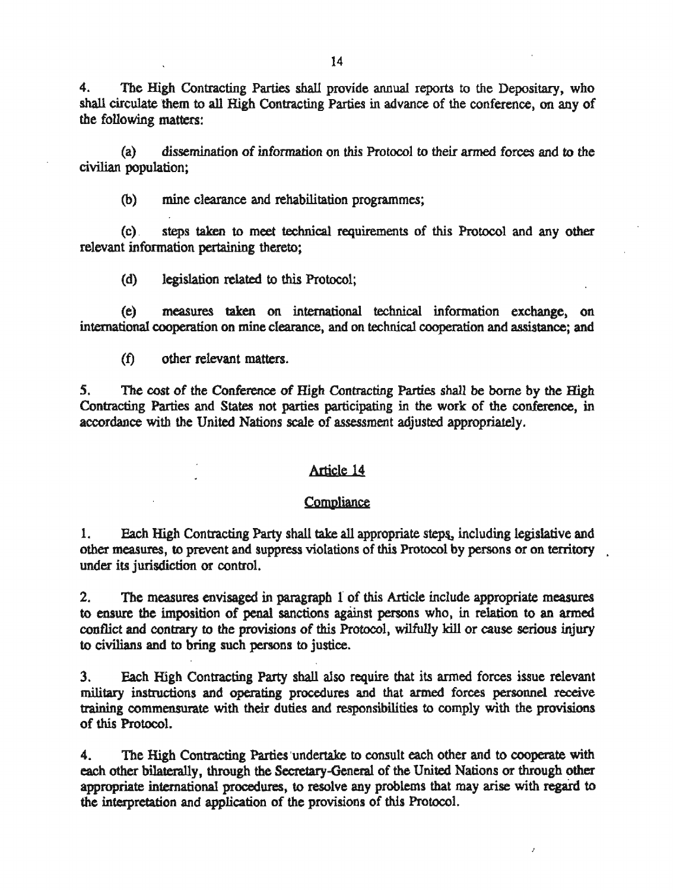4. The High Contracting Parties shall provide annual reports to the Depositary, who shall circulate them to all High Contracting Parties in advance of the conference, on any of the following matters:

(a) dissemination of information on this Protocol to their armed forces and to the civilian population;

(b) mine clearance and rehabilitation programmes;

(c) steps taken to meet technical requirements of this Protocol and any other relevant information pertaining thereto;

(d) legislation related to this Protocol;

(e) measures taken on international technical information exchange, on international cooperation on mine clearance, and on technical cooperation and assistance; and

(f) other relevant matters.

5. The cost of the Conference of High Contracting Parties shall be borne by the High Contracting Parties and States not parties participating in the work of the conference, in accordance with the United Nations scale of assessment adjusted appropriately.

## Article 14

### Compliance

1. Each High Contracting Party shall take all appropriate steps, including legislative and other measures, to prevent and suppress violations of this Protocol by persons or on territory under its jurisdiction or control.

2. The measures envisaged in paragraph 1 of this Article include appropriate measures to ensure the imposition of penal sanctions against persons who, in relation to an armed conflict and contrary to the provisions of this Protocol, wilfully kill or cause serious injury to civilians and to bring such persons to justice.

3. Each High Contracting Party shall also require that its armed forces issue relevant military instructions and operating procedures and that armed forces personnel receive training commensurate with their duties and responsibilities to comply with the provisions of this Protocol.

4. The High Contracting Parties undertake to consult each other and to cooperate with each other bilaterally, through the Secretary-General of the United Nations or through other appropriate international procedures, to resolve any problems that may arise with regard to the interpretation and application of the provisions of this Protocol.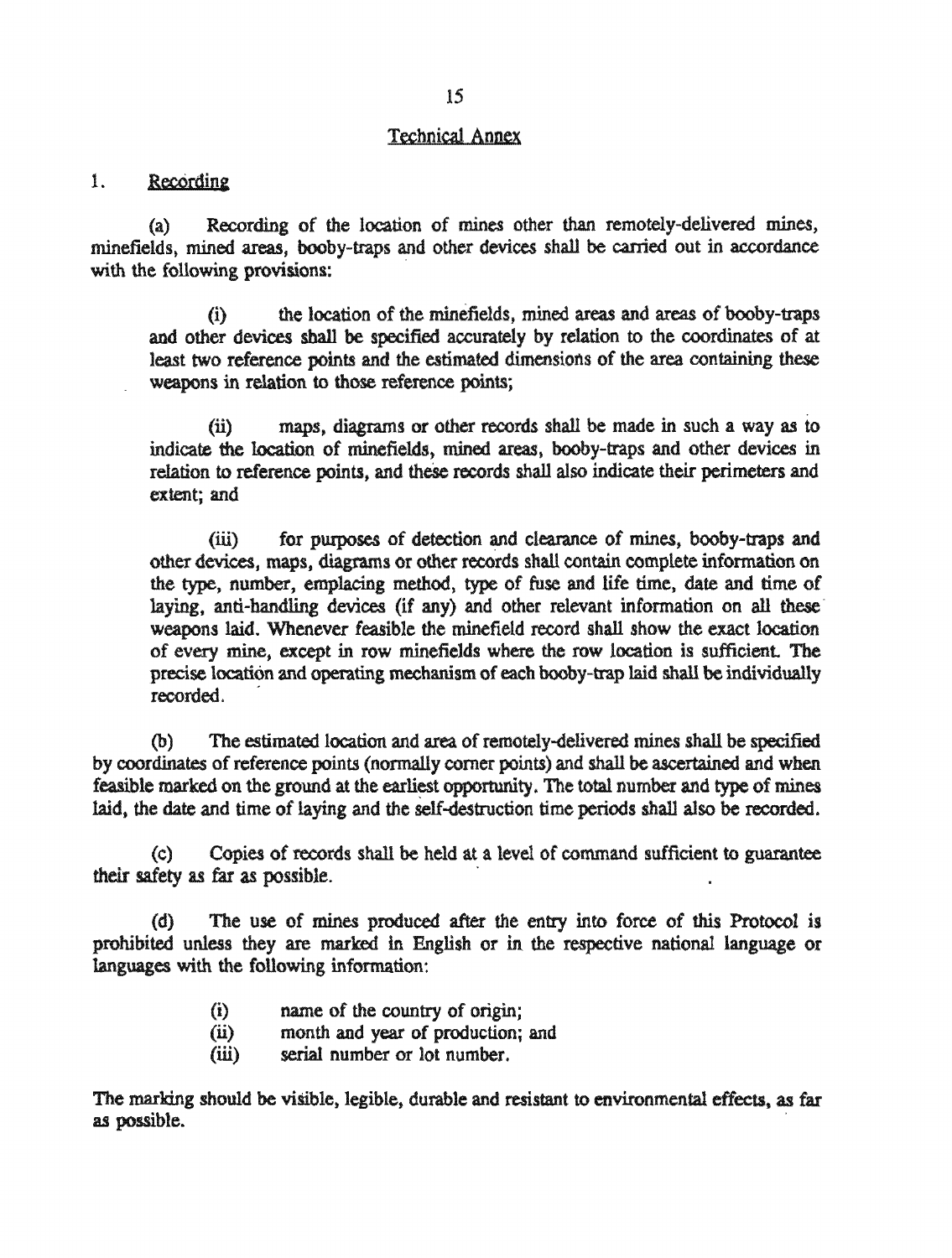## Technical Annex

### 1. Recording

(a) Recording of the location of mines other than remotely-delivered mines, minefields, mined areas, booby-traps and other devices shall be carried out in accordance with the following provisions:

(i) the location of the minefields, mined areas and areas of booby-traps and other devices shall be specified accurately by relation to the coordinates of at least two reference points and the estimated dimensions of the area containing these weapons in relation to those reference points;

(ii) maps, diagrams or other records shall be made in such a way as to indicate the location of minefields, mined areas, booby-traps and other devices in relation to reference points, and these records shall also indicate their perimeters and extent; and

(iii) for purposes of detection and clearance of mines, booby-traps and other devices, maps, diagrams or other records shall contain complete information on the type, number, emplacing method, type of fuse and life time, date and time of laying, anti-handling devices (if any) and other relevant information on all these weapons laid. Whenever feasible the minefield record shall show the exact location of every mine, except in row minefields where the row location is sufficient. The precise location and operating mechanism of each booby-trap laid shall be individually recorded.

(b) The estimated location and area of remotely-delivered mines shall be specified by coordinates of reference points (normally corner points) and shall be ascertained and when feasible marked on the ground at the earliest opportunity. The total number and type of mines laid, the date and time of laying and the self-destruction time periods shall also be recorded.

(c) Copies of records shall be held at a level of command sufficient to guarantee their safety as far as possible.

(d) The use of mines produced after the entry into force of this Protocol is prohibited unless they are marked in English or in the respective national language or languages with the following information:

(i) name of the country of origin;
(ii) month and year of production; and
(iii) serial number or lot number.

The marking should be visible, legible, durable and resistant to environmental effects, as far as possible.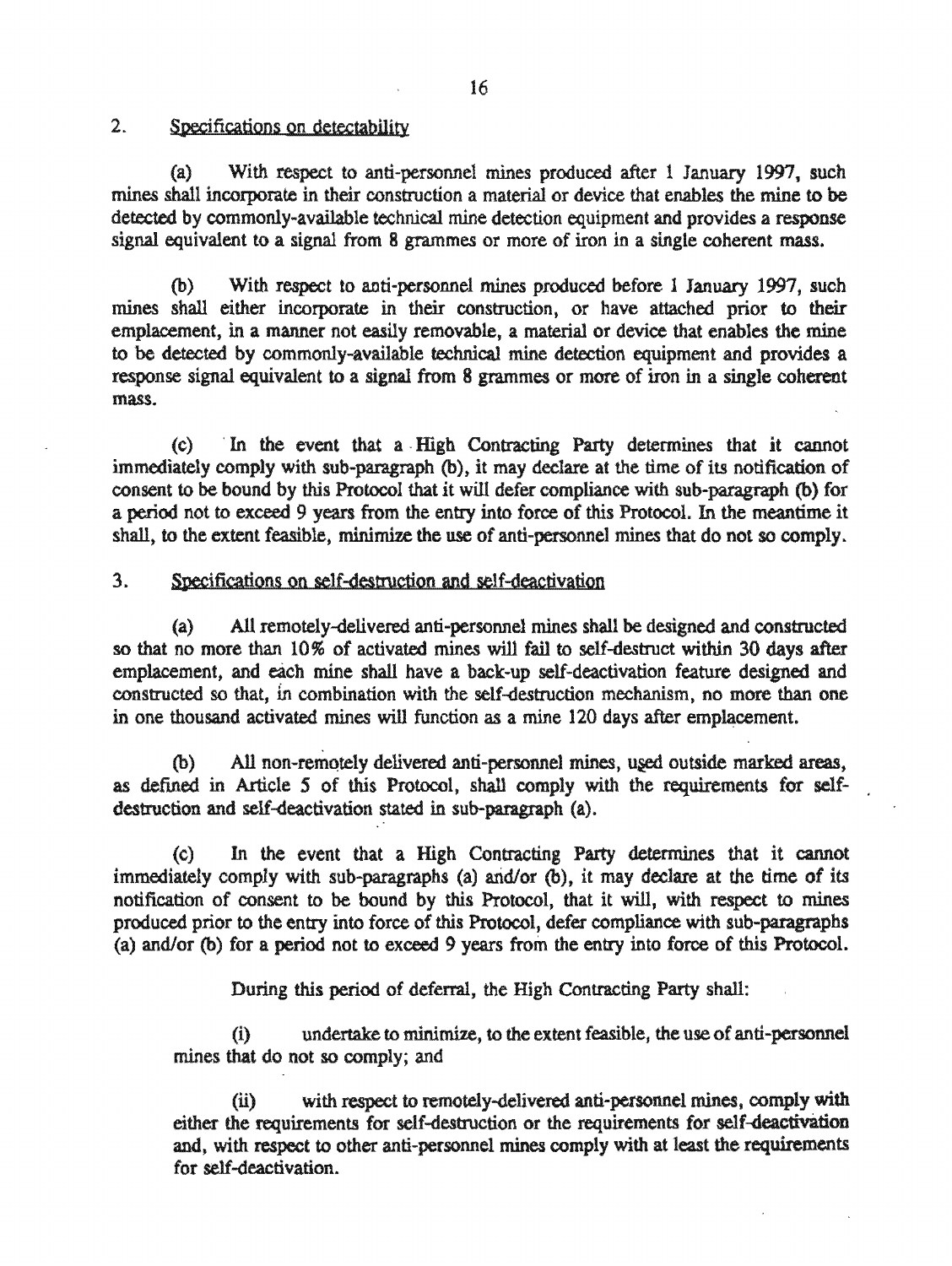2. Specifications on detectability

(a) With respect to anti-personnel mines produced after 1 January 1997, such mines shall incorporate in their construction a material or device that enables the mine to be detected by commonly-available technical mine detection equipment and provides a response signal equivalent to a signal from 8 grammes or more of iron in a single coherent mass.

(b) With respect to anti-personnel mines produced before 1 January 1997, such mines shall either incorporate in their construction, or have attached prior to their emplacement, in a manner not easily removable, a material or device that enables the mine to be detected by commonly-available technical mine detection equipment and provides a response signal equivalent to a signal from 8 grammes or more of iron in a single coherent mass.

(c) In the event that a High Contracting Party determines that it cannot immediately comply with sub-paragraph (b), it may declare at the time of its notification of consent to be bound by this Protocol that it will defer compliance with sub-paragraph (b) for a period not to exceed 9 years from the entry into force of this Protocol. In the meantime it shall, to the extent feasible, minimize the use of anti-personnel mines that do not so comply.

3. Specifications on self-destruction and self-deactivation

(a) All remotely-delivered anti-personnel mines shall be designed and constructed so that no more than 10% of activated mines will fail to self-destruct within 30 days after emplacement, and each mine shall have a back-up self-deactivation feature designed and constructed so that, in combination with the self-destruction mechanism, no more than one in one thousand activated mines will function as a mine 120 days after emplacement.

(b) All non-remotely delivered anti-personnel mines, used outside marked areas, as defined in Article 5 of this Protocol, shall comply with the requirements for self-destruction and self-deactivation stated in sub-paragraph (a).

(c) In the event that a High Contracting Party determines that it cannot immediately comply with sub-paragraphs (a) and/or (b), it may declare at the time of its notification of consent to be bound by this Protocol, that it will, with respect to mines produced prior to the entry into force of this Protocol, defer compliance with sub-paragraphs (a) and/or (b) for a period not to exceed 9 years from the entry into force of this Protocol.

During this period of deferral, the High Contracting Party shall:

(i) undertake to minimize, to the extent feasible, the use of anti-personnel mines that do not so comply; and

(ii) with respect to remotely-delivered anti-personnel mines, comply with either the requirements for self-destruction or the requirements for self-deactivation and, with respect to other anti-personnel mines comply with at least the requirements for self-deactivation.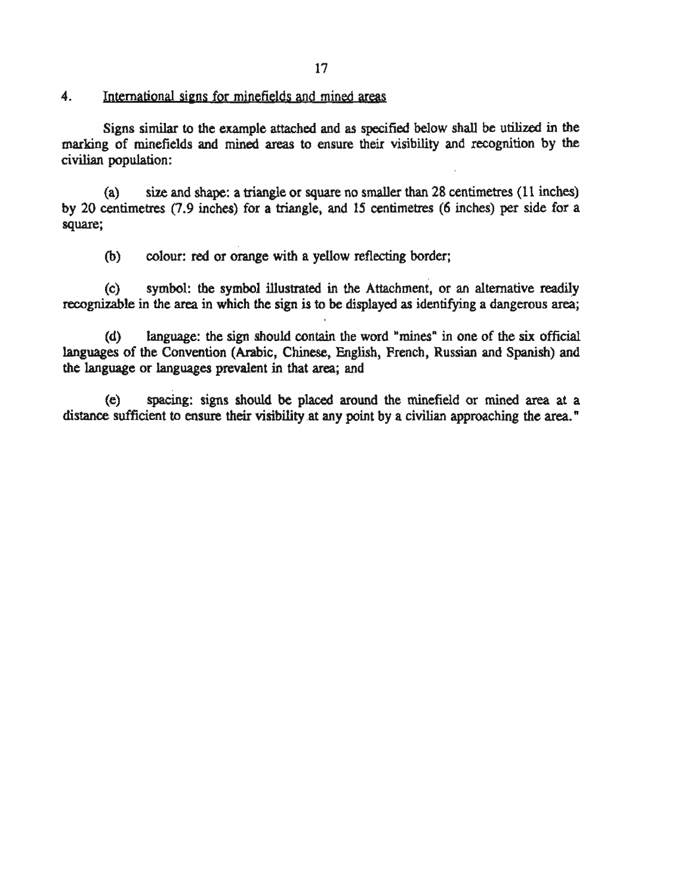4. International signs for minefields and mined areas

Signs similar to the example attached and as specified below shall be utilized in the marking of minefields and mined areas to ensure their visibility and recognition by the civilian population:

(a) size and shape: a triangle or square no smaller than 28 centimetres (11 inches) by 20 centimetres (7.9 inches) for a triangle, and 15 centimetres (6 inches) per side for a square;

(b) colour: red or orange with a yellow reflecting border;

(c) symbol: the symbol illustrated in the Attachment, or an alternative readily recognizable in the area in which the sign is to be displayed as identifying a dangerous area;

(d) language: the sign should contain the word "mines" in one of the six official languages of the Convention (Arabic, Chinese, English, French, Russian and Spanish) and the language or languages prevalent in that area; and

(e) spacing: signs should be placed around the minefield or mined area at a distance sufficient to ensure their visibility at any point by a civilian approaching the area."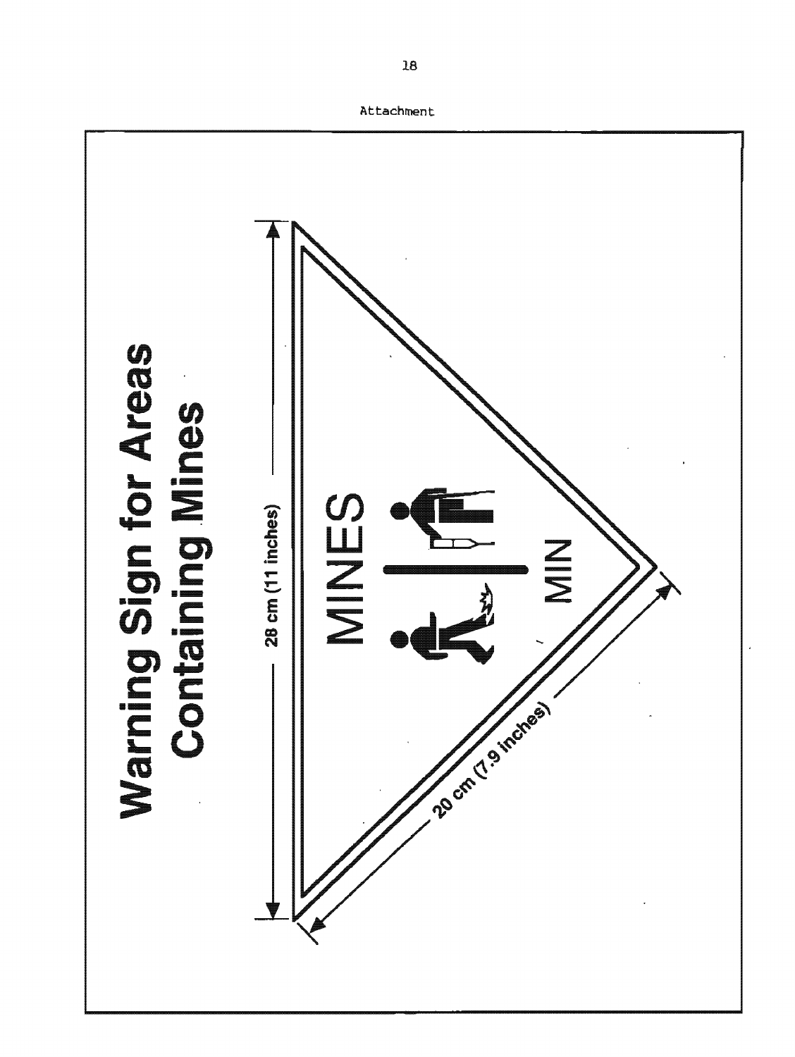Attachment

# Warning Sign for Areas Containing Mines

28 cm (11 inches)

MINES

MIN

20 cm (7.9 inches)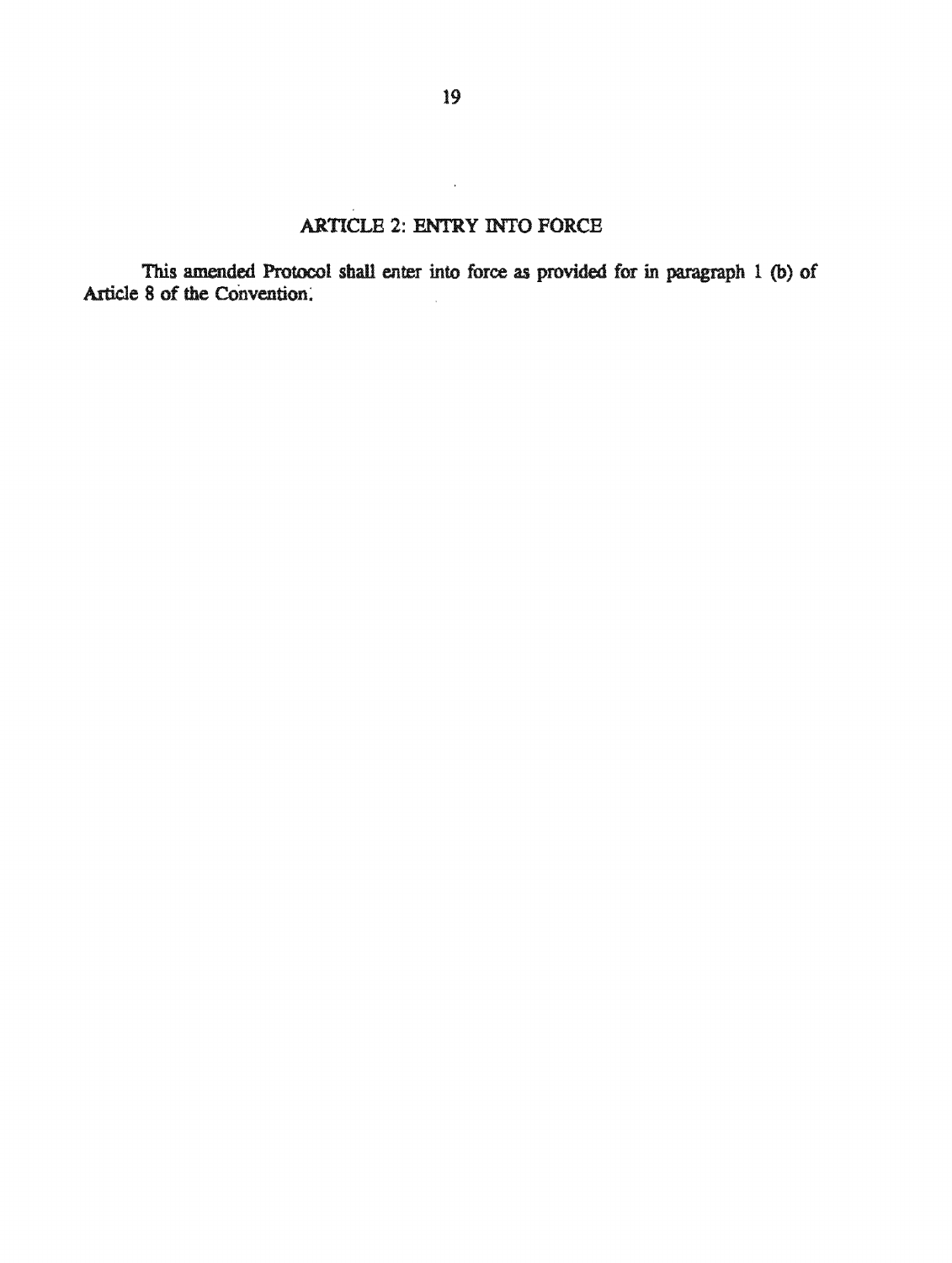## ARTICLE 2: ENTRY INTO FORCE

This amended Protocol shall enter into force as provided for in paragraph 1 (b) of Article 8 of the Convention.